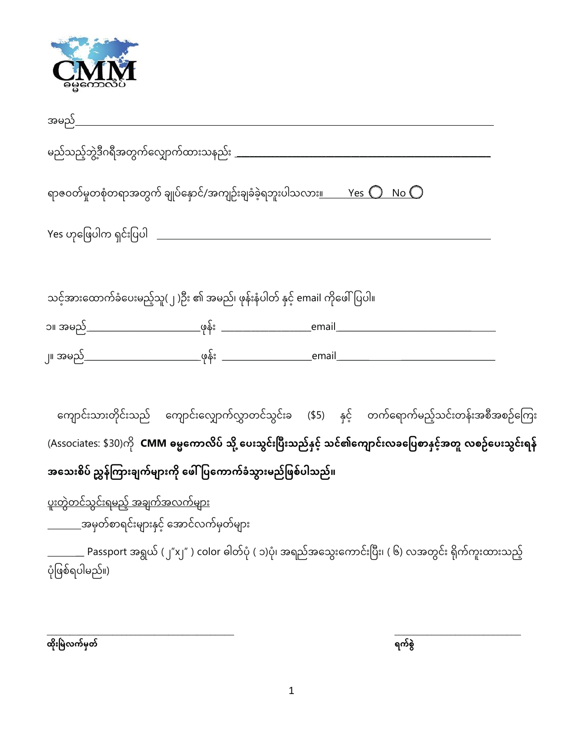CMM

ခမ္မကောလိပ်

အမည်\_\_\_\_\_\_\_\_\_\_\_\_\_\_\_\_\_\_\_\_\_\_\_\_\_\_\_\_\_\_\_\_\_\_\_\_\_\_\_\_\_\_\_\_\_\_\_\_\_\_\_\_\_\_\_\_

မည်သည့်ဘွဲ့ဒီဂရီအတွက်လျှောက်ထားသနည်း \_\_\_\_\_\_\_\_\_\_\_\_\_\_\_\_\_\_\_\_\_\_\_\_\_\_\_\_\_\_\_\_\_\_\_\_

ရာဇဝတ်မှုတစုံတရာအတွက် ချုပ်နှောင်/အကျဉ်းချခံခဲ့ရဘူးပါသလား။ Yes ◯ No ◯

Yes ဟုဖြေပါက ရှင်းပြပါ \_\_\_\_\_\_\_\_\_\_\_\_\_\_\_\_\_\_\_\_\_\_\_\_\_\_\_\_\_\_\_\_\_\_\_\_\_\_\_\_\_\_\_\_\_\_\_\_

သင့်အားထောက်ခံပေးမည့်သူ(၂)ဦး ၏ အမည်၊ ဖုန်းနံပါတ် နှင့် email ကိုဖေါ်ပြပါ။

၁။ အမည်\_\_\_\_\_\_\_\_\_\_\_\_\_\_\_\_\_\_\_\_ဖုန်း \_\_\_\_\_\_\_\_\_\_\_\_\_\_\_\_email\_\_\_\_\_\_\_\_\_\_\_\_\_\_\_\_\_\_\_\_\_\_\_\_\_\_\_\_

၂။ အမည်\_\_\_\_\_\_\_\_\_\_\_\_\_\_\_\_\_\_\_\_ဖုန်း \_\_\_\_\_\_\_\_\_\_\_\_\_\_\_\_email\_\_\_\_\_\_\_\_\_\_\_\_\_\_\_\_\_\_\_\_\_\_\_\_\_\_\_\_

ကျောင်းသားတိုင်းသည် ကျောင်းလျှောက်လွှာတင်သွင်းခ ($5) နှင့် တက်ရောက်မည့်သင်တန်းအစီအစဉ်ကြေး (Associates: $30)ကို **CMM ခမ္မကောလိပ် သို့ ပေးသွင်းပြီးသည်နှင့် သင်၏ကျောင်းလခပြေစာနှင့်အတူ လစဉ်ပေးသွင်းရန် အသေးစိပ် ညွှန်ကြားချက်များကို ဖေါ်ပြကောက်ခံသွားမည်ဖြစ်ပါသည်။**

<u>ပူးတွဲတင်သွင်းရမည့် အချက်အလက်များ</u>

\_\_\_\_\_\_\_အမှတ်စာရင်းများနှင့် အောင်လက်မှတ်များ

\_\_\_\_\_\_\_ Passport အရွယ် (၂"x၂" ) color ဓါတ်ပုံ ( ၁)ပုံ၊ အရည်အသွေးကောင်းပြီး၊ ( ၆) လအတွင်း ရိုက်ကူးထားသည့် ပုံဖြစ်ရပါမည်။)

\_\_\_\_\_\_\_\_\_\_\_\_\_\_\_\_\_\_\_\_\_\_\_\_\_\_\_\_\_\_\_\_ &nbsp;&nbsp;&nbsp;&nbsp;&nbsp;&nbsp;&nbsp;&nbsp; \_\_\_\_\_\_\_\_\_\_\_\_\_\_\_\_\_\_\_\_\_\_

**ထိုးမြဲလက်မှတ်** &nbsp;&nbsp;&nbsp;&nbsp;&nbsp;&nbsp;&nbsp;&nbsp; **ရက်စွဲ**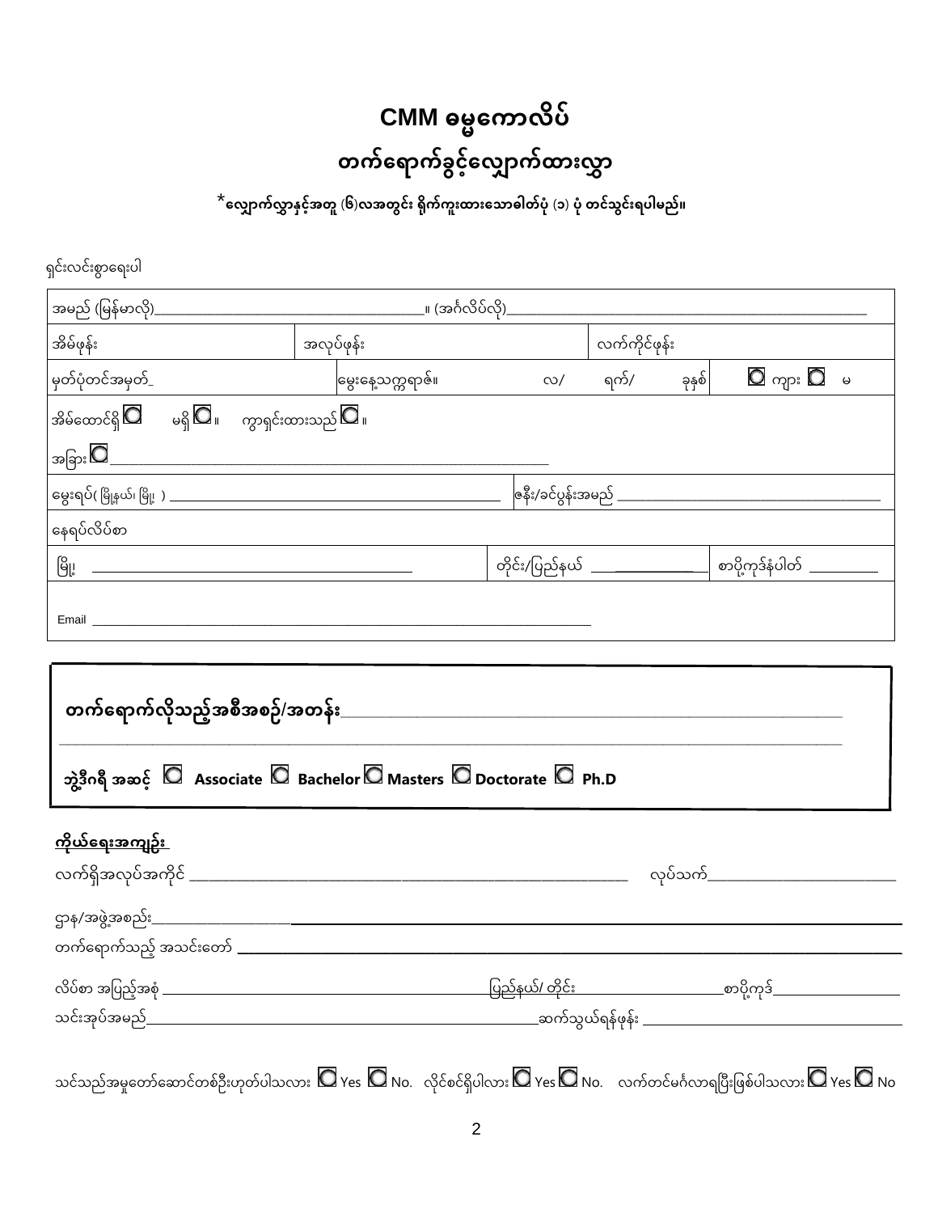# CMM ဓမ္မကောလိပ်

## တက်ရောက်ခွင့်လျှောက်ထားလွှာ

**\*လျှောက်လွှာနှင့်အတူ (၆)လအတွင်း ရိုက်ကူးထားသောဓါတ်ပုံ (၁) ပုံ တင်သွင်းရပါမည်။**

ရှင်းလင်းစွာရေးပါ

| | | | |
|---|---|---|---|
| အမည် (မြန်မာလို)____________________။ (အင်္ဂလိပ်လို)____________________ | | | |
| အိမ်ဖုန်း | အလုပ်ဖုန်း | လက်ကိုင်ဖုန်း | |
| မှတ်ပုံတင်အမှတ်_ | မွေးနေ့သက္ကရာဇ်။ လ/ ရက်/ ခုနှစ် | | ☐ ကျား ☐ မ |
| အိမ်ထောင်ရှိ ☐ မရှိ ☐။ ကွာရှင်းထားသည် ☐ ။<br>အခြား ☐ ____________________ | | | |
| မွေးရပ်( မြို့နယ်၊ မြို့ ) ____________________ | ဇနီး/ခင်ပွန်းအမည် ____________________ | | |
| နေရပ်လိပ်စာ | | | |
| မြို့ ____________________ | တိုင်း/ပြည်နယ် __________ | စာပို့ကုဒ်နံပါတ် __________ | |
| Email ____________________ | | | |

**တက်ရောက်လိုသည့်အစီအစဉ်/အတန်း**____________________

____________________

**ဘွဲ့ဒီဂရီ အဆင့်** ☐ **Associate** ☐ **Bachelor** ☐ **Masters** ☐ **Doctorate** ☐ **Ph.D**

**<u>ကိုယ်ရေးအကျဉ်း</u>**

လက်ရှိအလုပ်အကိုင် ____________________ လုပ်သက်____________________

ဌာန/အဖွဲ့အစည်း____________________

တက်ရောက်သည့် အသင်းတော် ____________________

လိပ်စာ အပြည့်အစုံ ____________________ ပြည်နယ်/ တိုင်း____________________ စာပို့ကုဒ်____________________

သင်းအုပ်အမည်____________________ ဆက်သွယ်ရန်ဖုန်း ____________________

သင်သည်အမှုတော်ဆောင်တစ်ဦးဟုတ်ပါသလား ☐ Yes ☐ No. လိုင်စင်ရှိပါလား ☐ Yes ☐ No. လက်တင်မင်္ဂလာရပြီးဖြစ်ပါသလား ☐ Yes ☐ No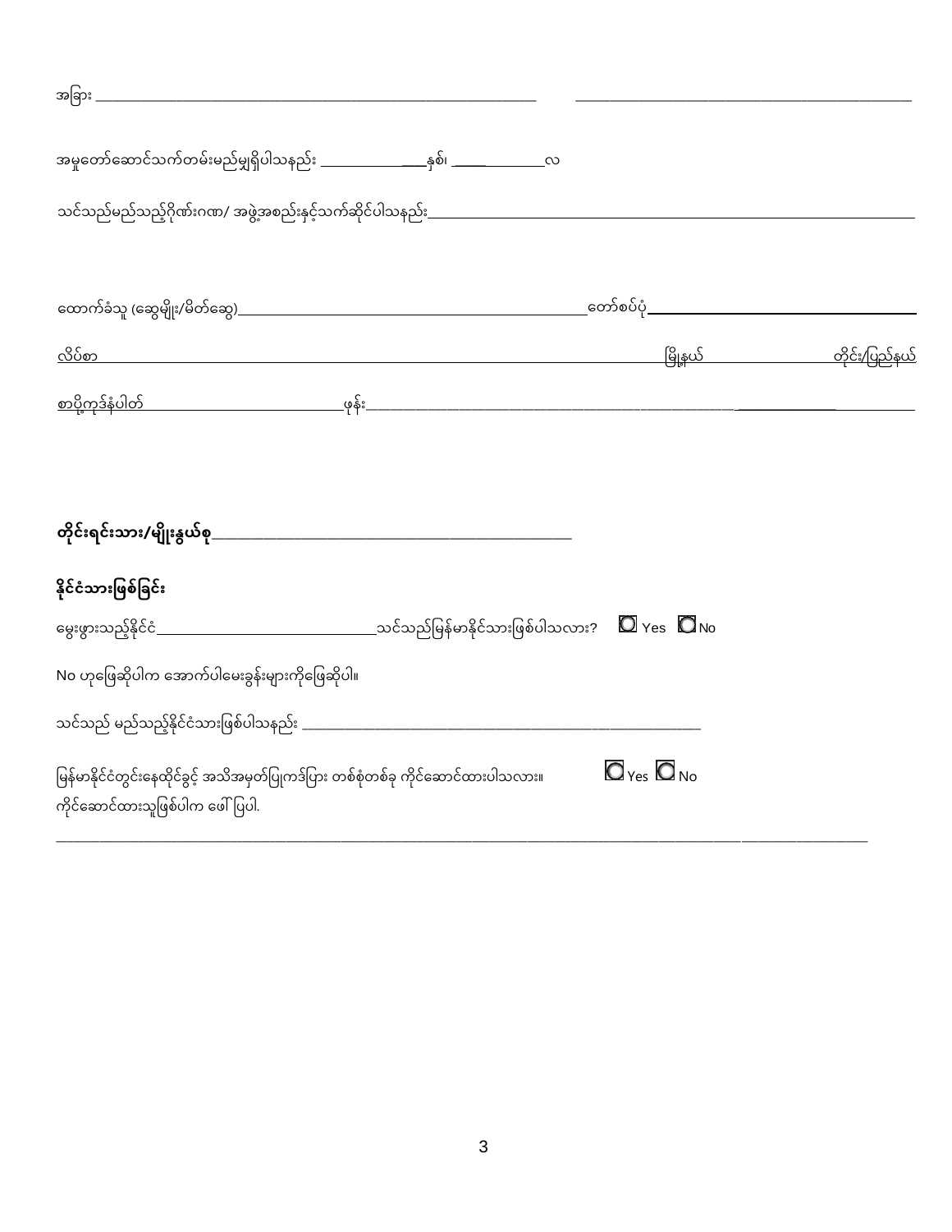အခြား _______________________________________________ _______________________________________

အမှုတော်ဆောင်သက်တမ်းမည်မျှရှိပါသနည်း _______________နှစ်၊ _____________လ

သင်သည်မည်သည့်ဂိုဏ်းဂဏ/ အဖွဲ့အစည်းနှင့်သက်ဆိုင်ပါသနည်း_______________________________________________

ထောက်ခံသူ (ဆွေမျိုး/မိတ်ဆွေ)___________________________________ တော်စပ်ပုံ___________________________

လိပ်စာ _______________________________________________ မြို့နယ် _______________ တိုင်း/ပြည်နယ်

စာပို့ကုဒ်နံပါတ် ______________________ ဖုန်း_______________________________________________

**တိုင်းရင်းသား/မျိုးနွယ်စု**___________________________________

**နိုင်ငံသားဖြစ်ခြင်း**

မွေးဖွားသည့်နိုင်ငံ__________________________သင်သည်မြန်မာနိုင်ငံသားဖြစ်ပါသလား? ☐ Yes ☐ No

No ဟုဖြေဆိုပါက အောက်ပါမေးခွန်းများကိုဖြေဆိုပါ။

သင်သည် မည်သည့်နိုင်ငံသားဖြစ်ပါသနည်း _______________________________________________

မြန်မာနိုင်ငံတွင်းနေထိုင်ခွင့် အသိအမှတ်ပြုကဒ်ပြား တစ်စုံတစ်ခု ကိုင်ဆောင်ထားပါသလား။ ☐ Yes ☐ No
ကိုင်ဆောင်ထားသူဖြစ်ပါက ဖော်ပြပါ.

_______________________________________________________________________________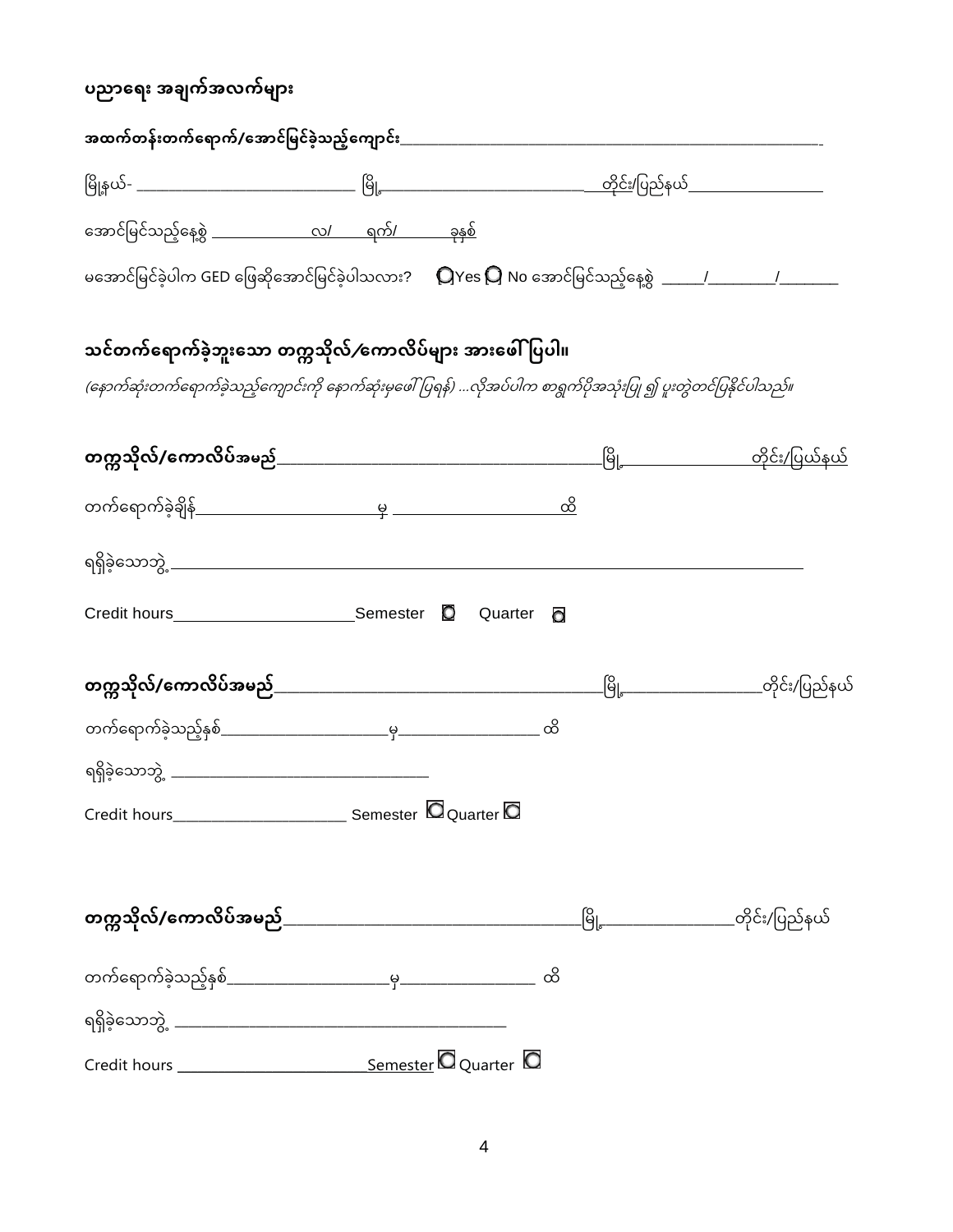## ပညာရေး အချက်အလက်များ

**အထက်တန်းတက်ရောက်/အောင်မြင်ခဲ့သည့်ကျောင်း**___________________________________________

မြို့နယ်- _________________________ မြို့ _________________________ တိုင်း/ပြည်နယ်_______________

အောင်မြင်သည့်နေ့စွဲ ___________ လ/ ______ ရက်/ ________ ခုနှစ်

မအောင်မြင်ခဲ့ပါက GED ဖြေဆိုအောင်မြင်ခဲ့ပါသလား? ☐ Yes ☐ No အောင်မြင်သည့်နေ့စွဲ _____/________/_______

## သင်တက်ရောက်ခဲ့ဘူးသော တက္ကသိုလ်/ကောလိပ်များ အားဖေါ်ပြပါ။

*(နောက်ဆုံးတက်ရောက်ခဲ့သည့်ကျောင်းကို နောက်ဆုံးမှဖေါ်ပြရန်) ...လိုအပ်ပါက စာရွက်ပိုအသုံးပြု၍ ပူးတွဲတင်ပြနိုင်ပါသည်။*

**တက္ကသိုလ်/ကောလိပ်အမည်**___________________________________ မြို့_______________ တိုင်း/ပြယ်နယ်

တက်ရောက်ခဲ့ချိန်____________________ မှ ____________________ ထိ

ရရှိခဲ့သောဘွဲ့_________________________________________________________________________

Credit hours___________________ Semester ☐ Quarter ☐

**တက္ကသိုလ်/ကောလိပ်အမည်**___________________________________ မြို့_______________ တိုင်း/ပြည်နယ်

တက်ရောက်ခဲ့သည့်နှစ်____________________ မှ________________ ထိ

ရရှိခဲ့သောဘွဲ့ ______________________________

Credit hours____________________ Semester ☐ Quarter ☐

**တက္ကသိုလ်/ကောလိပ်အမည်**___________________________________ မြို့_______________ တိုင်း/ပြည်နယ်

တက်ရောက်ခဲ့သည့်နှစ်__________________ မှ________________ ထိ

ရရှိခဲ့သောဘွဲ့ ______________________________________

Credit hours ______________________ Semester ☐ Quarter ☐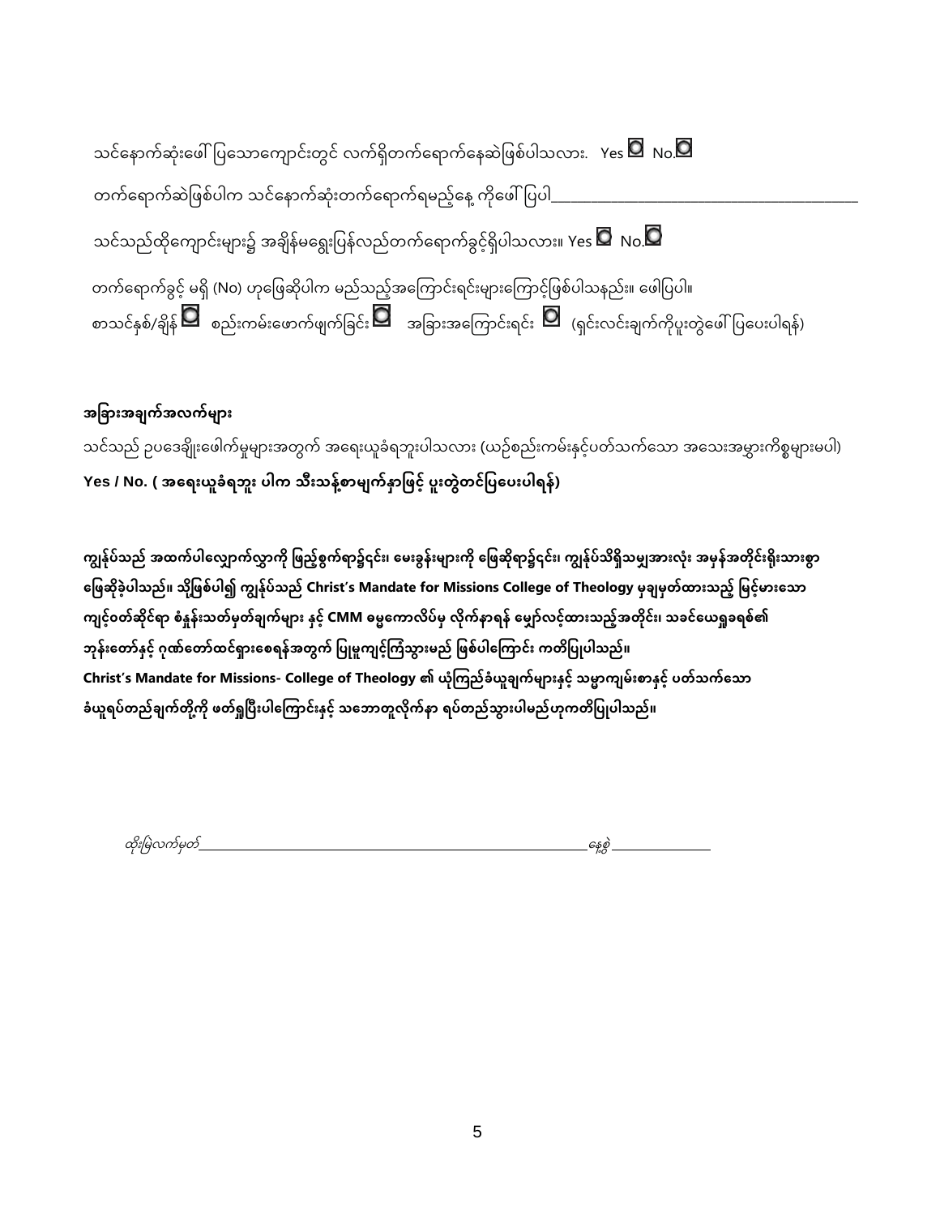သင်နောက်ဆုံးဖေါ် ပြသောကျောင်းတွင် လက်ရှိတက်ရောက်နေဆဲဖြစ်ပါသလား.   Yes ☐  No.☐

တက်ရောက်ဆဲဖြစ်ပါက သင်နောက်ဆုံးတက်ရောက်ရမည့်နေ့ ကိုဖေါ် ပြပါ___________________________________________

သင်သည်ထိုကျောင်းများ၌ အချိန်မရွေးပြန်လည်တက်ရောက်ခွင့်ရှိပါသလား။ Yes ☐  No.☐

တက်ရောက်ခွင့် မရှိ (No) ဟုဖြေဆိုပါက မည်သည့်အကြောင်းရင်းများကြောင့်ဖြစ်ပါသနည်း။ ဖေါ်ပြပါ။
စာသင်နှစ်/ချိန် ☐  စည်းကမ်းဖောက်ဖျက်ခြင်း ☐  အခြားအကြောင်းရင်း ☐  (ရှင်းလင်းချက်ကိုပူးတွဲဖေါ် ပြပေးပါရန်)

**အခြားအချက်အလက်များ**

သင်သည် ဥပဒေချိုးဖေါက်မှုများအတွက် အရေးယူခံရဘူးပါသလား (ယဉ်စည်းကမ်းနှင့်ပတ်သက်သော အသေးအမွှားကိစ္စများမပါ)
**Yes / No. ( အရေးယူခံရဘူး ပါက သီးသန့်စာမျက်နှာဖြင့် ပူးတွဲတင်ပြပေးပါရန်)**

**ကျွန်ုပ်သည် အထက်ပါလျှောက်လွှာကို ဖြည့်စွက်ရာ၌၎င်း၊ မေးခွန်းများကို ဖြေဆိုရာ၌၎င်း၊ ကျွန်ုပ်သိရှိသမျှအားလုံး အမှန်အတိုင်းရိုးသားစွာ ဖြေဆိုခဲ့ပါသည်။ သို့ဖြစ်ပါ၍ ကျွန်ုပ်သည် Christ's Mandate for Missions College of Theology မှချမှတ်ထားသည့် မြင့်မားသော ကျင့်ဝတ်ဆိုင်ရာ စံနှုန်းသတ်မှတ်ချက်များ နှင့် CMM ဓမ္မကောလိပ်မှ လိုက်နာရန် မျှော်လင့်ထားသည့်အတိုင်း၊ သခင်ယေရှုခရစ်၏ ဘုန်းတော်နှင့် ဂုဏ်တော်ထင်ရှားစေရန်အတွက် ပြုမူကျင့်ကြံသွားမည် ဖြစ်ပါကြောင်း ကတိပြုပါသည်။**
**Christ's Mandate for Missions- College of Theology ၏ ယုံကြည်ခံယူချက်များနှင့် သမ္မာကျမ်းစာနှင့် ပတ်သက်သော ခံယူရပ်တည်ချက်တို့ကို ဖတ်ရှုပြီးပါကြောင်းနှင့် သဘောတူလိုက်နာ ရပ်တည်သွားပါမည်ဟုကတိပြုပါသည်။**

*ထိုးမြဲလက်မှတ်*_______________________________________________________________ *နေ့စွဲ* _______________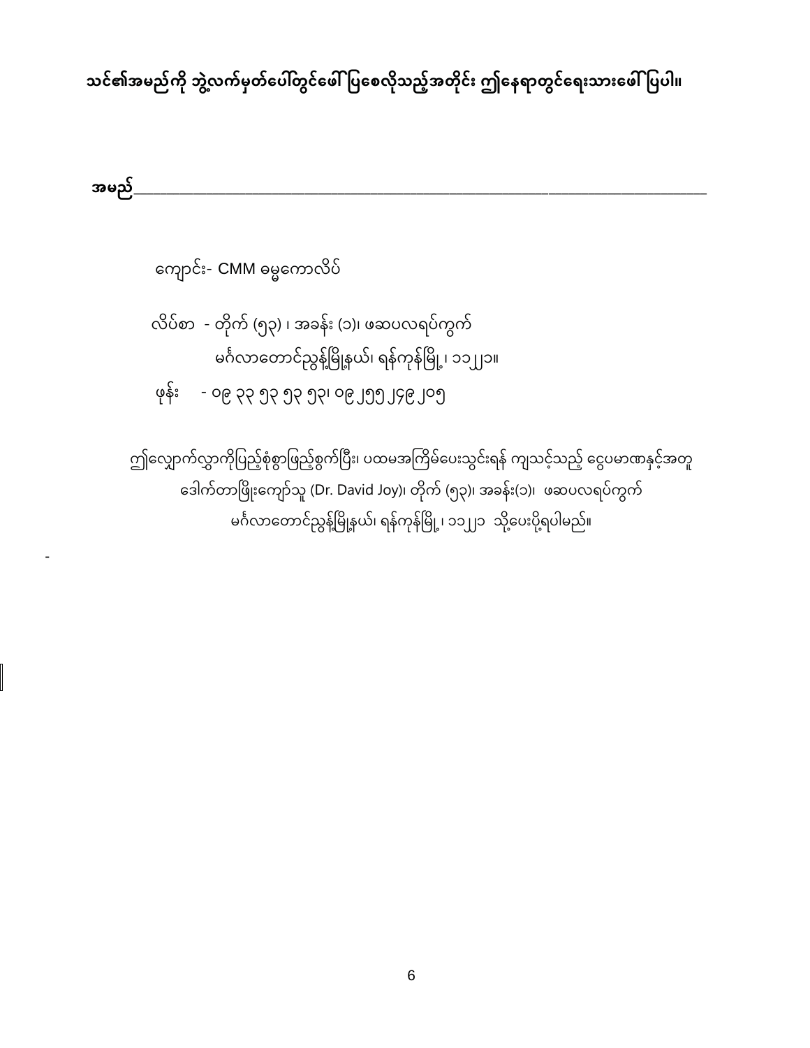**သင်၏အမည်ကို ဘွဲ့လက်မှတ်ပေါ်တွင်ဖေါ်ပြစေလိုသည့်အတိုင်း ဤနေရာတွင်ရေးသားဖေါ်ပြပါ။**

**အမည်**______________________________________________________________

ကျောင်း- CMM ဓမ္မကောလိပ်

လိပ်စာ - တိုက် (၅၃) ၊ အခန်း (၁)၊ ဖဆပလရပ်ကွက်
မင်္ဂလာတောင်ညွန့်မြို့နယ်၊ ရန်ကုန်မြို့၊ ၁၁၂၂၁။

ဖုန်း - ၀၉ ၃၃ ၅၃ ၅၃ ၅၃၊ ၀၉ ၂၅၅ ၂၄၉ ၂၀၅

ဤလျှောက်လွှာကိုပြည့်စုံစွာဖြည့်စွက်ပြီး၊ ပထမအကြိမ်ပေးသွင်းရန် ကျသင့်သည့် ငွေပမာဏနှင့်အတူ ဒေါက်တာဖြိုးကျော်သူ (Dr. David Joy)၊ တိုက် (၅၃)၊ အခန်း(၁)၊ ဖဆပလရပ်ကွက် မင်္ဂလာတောင်ညွန့်မြို့နယ်၊ ရန်ကုန်မြို့၊ ၁၁၂၂၁ သို့ပေးပို့ရပါမည်။

-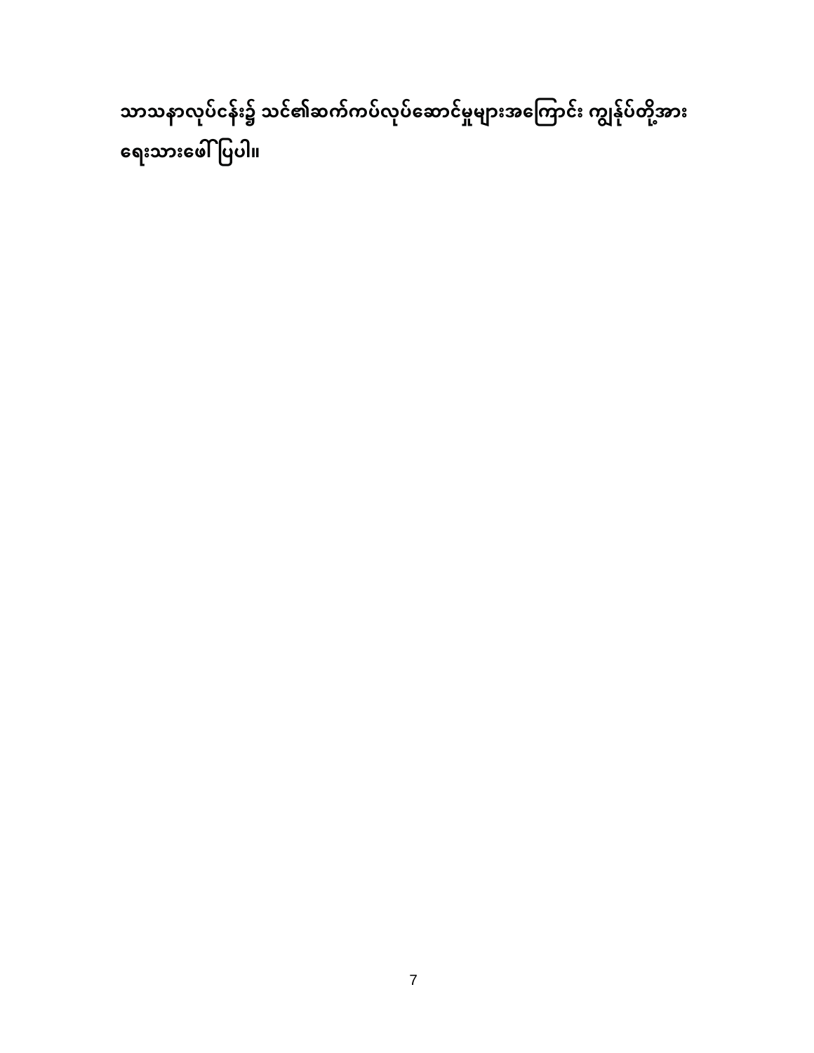**သာသနာလုပ်ငန်း၌ သင်၏ဆက်ကပ်လုပ်ဆောင်မှုများအကြောင်း ကျွန်ုပ်တို့အား ရေးသားဖော်ပြပါ။**